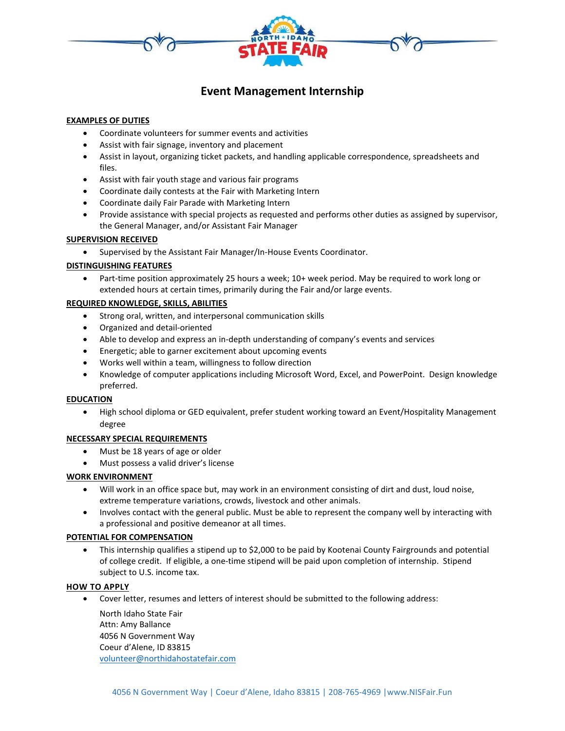# Event Management Internship

**EXAMPLES OF DUTIES**

- Coordinate volunteers for summer events and activities
- Assist with fair signage, inventory and placement
- Assist in layout, organizing ticket packets, and handling applicable correspondence, spreadsheets and files.
- Assist with fair youth stage and various fair programs
- Coordinate daily contests at the Fair with Marketing Intern
- Coordinate daily Fair Parade with Marketing Intern
- Provide assistance with special projects as requested and performs other duties as assigned by supervisor, the General Manager, and/or Assistant Fair Manager

**SUPERVISION RECEIVED**

- Supervised by the Assistant Fair Manager/In-House Events Coordinator.

**DISTINGUISHING FEATURES**

- Part-time position approximately 25 hours a week; 10+ week period. May be required to work long or extended hours at certain times, primarily during the Fair and/or large events.

**REQUIRED KNOWLEDGE, SKILLS, ABILITIES**

- Strong oral, written, and interpersonal communication skills
- Organized and detail-oriented
- Able to develop and express an in-depth understanding of company's events and services
- Energetic; able to garner excitement about upcoming events
- Works well within a team, willingness to follow direction
- Knowledge of computer applications including Microsoft Word, Excel, and PowerPoint. Design knowledge preferred.

**EDUCATION**

- High school diploma or GED equivalent, prefer student working toward an Event/Hospitality Management degree

**NECESSARY SPECIAL REQUIREMENTS**

- Must be 18 years of age or older
- Must possess a valid driver's license

**WORK ENVIRONMENT**

- Will work in an office space but, may work in an environment consisting of dirt and dust, loud noise, extreme temperature variations, crowds, livestock and other animals.
- Involves contact with the general public. Must be able to represent the company well by interacting with a professional and positive demeanor at all times.

**POTENTIAL FOR COMPENSATION**

- This internship qualifies a stipend up to $2,000 to be paid by Kootenai County Fairgrounds and potential of college credit. If eligible, a one-time stipend will be paid upon completion of internship. Stipend subject to U.S. income tax.

**HOW TO APPLY**

- Cover letter, resumes and letters of interest should be submitted to the following address:

  North Idaho State Fair
  Attn: Amy Ballance
  4056 N Government Way
  Coeur d'Alene, ID 83815
  volunteer@northidahostatefair.com

4056 N Government Way | Coeur d'Alene, Idaho 83815 | 208-765-4969 | www.NISFair.Fun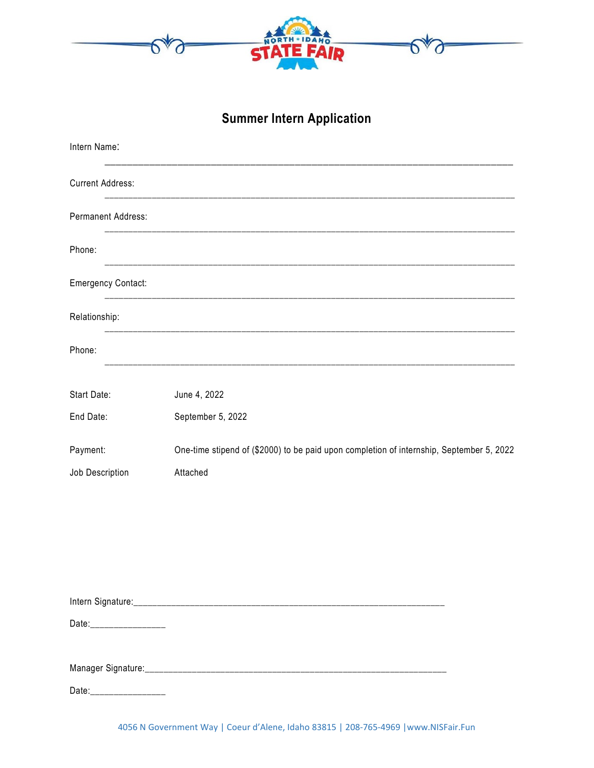# Summer Intern Application

Intern Name: \_\_\_\_\_\_\_\_\_\_\_\_\_\_\_\_\_\_\_\_\_\_\_\_\_\_\_\_\_\_\_\_\_\_\_\_\_\_\_\_\_\_\_\_\_\_\_\_\_\_\_\_\_\_\_\_\_\_\_\_

Current Address: \_\_\_\_\_\_\_\_\_\_\_\_\_\_\_\_\_\_\_\_\_\_\_\_\_\_\_\_\_\_\_\_\_\_\_\_\_\_\_\_\_\_\_\_\_\_\_\_\_\_\_\_\_\_\_\_

Permanent Address: \_\_\_\_\_\_\_\_\_\_\_\_\_\_\_\_\_\_\_\_\_\_\_\_\_\_\_\_\_\_\_\_\_\_\_\_\_\_\_\_\_\_\_\_\_\_\_\_\_\_\_\_\_\_

Phone: \_\_\_\_\_\_\_\_\_\_\_\_\_\_\_\_\_\_\_\_\_\_\_\_\_\_\_\_\_\_\_\_\_\_\_\_\_\_\_\_\_\_\_\_\_\_\_\_\_\_\_\_\_\_\_\_\_\_\_\_\_\_\_\_

Emergency Contact: \_\_\_\_\_\_\_\_\_\_\_\_\_\_\_\_\_\_\_\_\_\_\_\_\_\_\_\_\_\_\_\_\_\_\_\_\_\_\_\_\_\_\_\_\_\_\_\_\_\_\_\_\_\_

Relationship: \_\_\_\_\_\_\_\_\_\_\_\_\_\_\_\_\_\_\_\_\_\_\_\_\_\_\_\_\_\_\_\_\_\_\_\_\_\_\_\_\_\_\_\_\_\_\_\_\_\_\_\_\_\_\_\_\_\_\_\_

Phone: \_\_\_\_\_\_\_\_\_\_\_\_\_\_\_\_\_\_\_\_\_\_\_\_\_\_\_\_\_\_\_\_\_\_\_\_\_\_\_\_\_\_\_\_\_\_\_\_\_\_\_\_\_\_\_\_\_\_\_\_\_\_\_\_

| | |
|---|---|
| Start Date: | June 4, 2022 |
| End Date: | September 5, 2022 |
| Payment: | One-time stipend of ($2000) to be paid upon completion of internship, September 5, 2022 |
| Job Description | Attached |

Intern Signature:\_\_\_\_\_\_\_\_\_\_\_\_\_\_\_\_\_\_\_\_\_\_\_\_\_\_\_\_\_\_\_\_\_\_\_\_\_\_\_\_\_\_\_\_\_\_\_\_\_\_\_\_

Date:\_\_\_\_\_\_\_\_\_\_\_\_\_\_\_\_

Manager Signature:\_\_\_\_\_\_\_\_\_\_\_\_\_\_\_\_\_\_\_\_\_\_\_\_\_\_\_\_\_\_\_\_\_\_\_\_\_\_\_\_\_\_\_\_\_\_\_\_\_\_\_

Date:\_\_\_\_\_\_\_\_\_\_\_\_\_\_\_\_

4056 N Government Way | Coeur d'Alene, Idaho 83815 | 208-765-4969 |www.NISFair.Fun